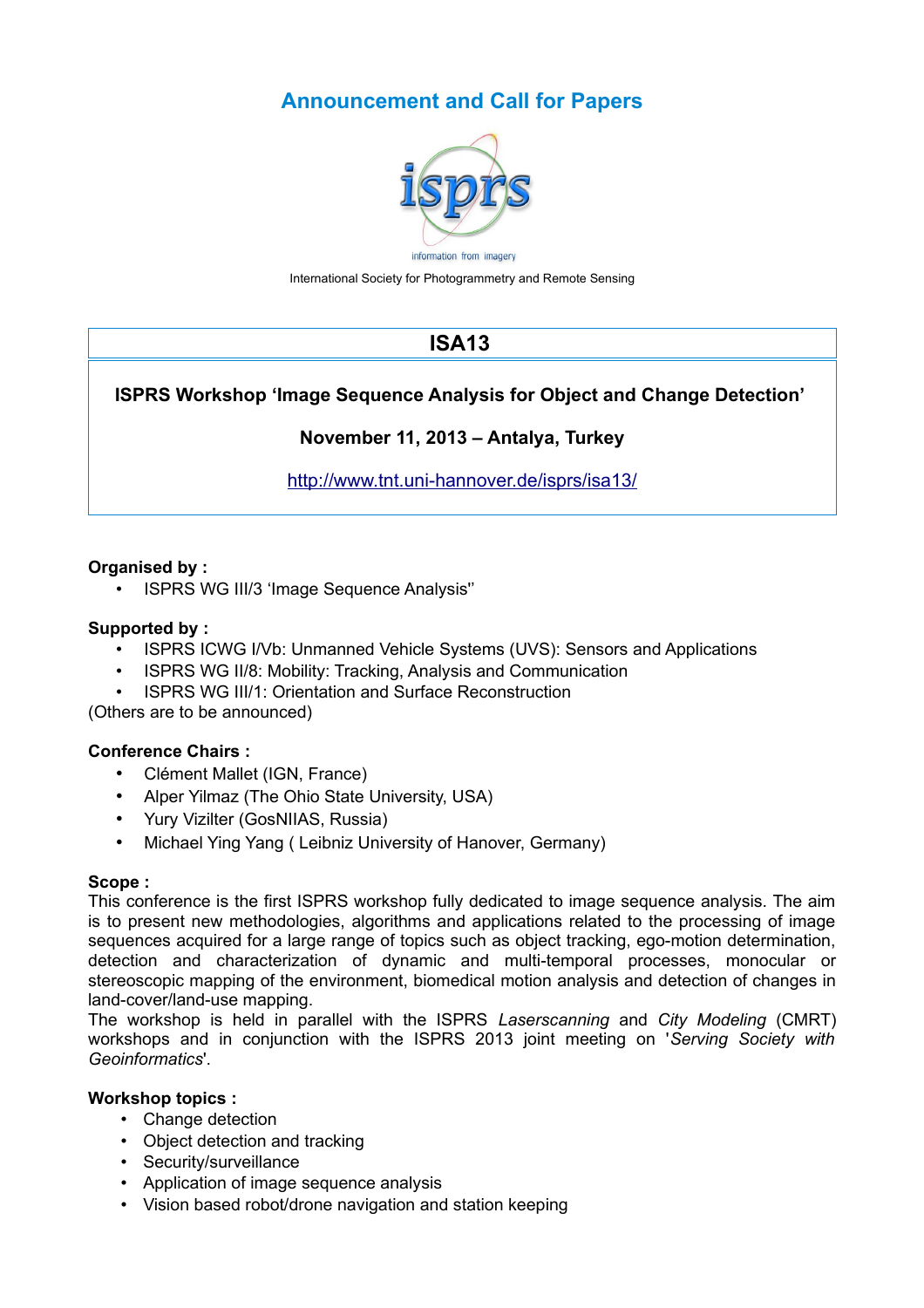# Announcement and Call for Papers

information from imagery

International Society for Photogrammetry and Remote Sensing

## ISA13

**ISPRS Workshop 'Image Sequence Analysis for Object and Change Detection'**

**November 11, 2013 – Antalya, Turkey**

http://www.tnt.uni-hannover.de/isprs/isa13/

**Organised by :**

- ISPRS WG III/3 'Image Sequence Analysis''

**Supported by :**

- ISPRS ICWG I/Vb: Unmanned Vehicle Systems (UVS): Sensors and Applications
- ISPRS WG II/8: Mobility: Tracking, Analysis and Communication
- ISPRS WG III/1: Orientation and Surface Reconstruction

(Others are to be announced)

**Conference Chairs :**

- Clément Mallet (IGN, France)
- Alper Yilmaz (The Ohio State University, USA)
- Yury Vizilter (GosNIIAS, Russia)
- Michael Ying Yang ( Leibniz University of Hanover, Germany)

**Scope :**

This conference is the first ISPRS workshop fully dedicated to image sequence analysis. The aim is to present new methodologies, algorithms and applications related to the processing of image sequences acquired for a large range of topics such as object tracking, ego-motion determination, detection and characterization of dynamic and multi-temporal processes, monocular or stereoscopic mapping of the environment, biomedical motion analysis and detection of changes in land-cover/land-use mapping.

The workshop is held in parallel with the ISPRS *Laserscanning* and *City Modeling* (CMRT) workshops and in conjunction with the ISPRS 2013 joint meeting on '*Serving Society with Geoinformatics*'.

**Workshop topics :**

- Change detection
- Object detection and tracking
- Security/surveillance
- Application of image sequence analysis
- Vision based robot/drone navigation and station keeping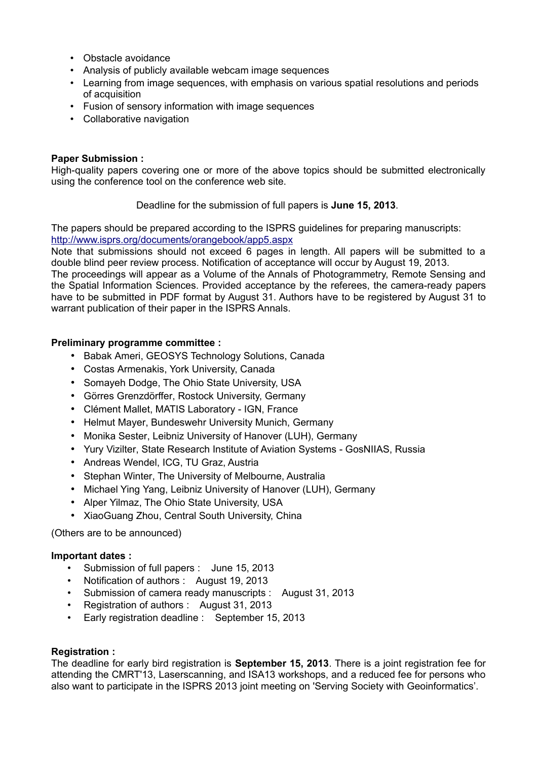- Obstacle avoidance
- Analysis of publicly available webcam image sequences
- Learning from image sequences, with emphasis on various spatial resolutions and periods of acquisition
- Fusion of sensory information with image sequences
- Collaborative navigation

**Paper Submission :**
High-quality papers covering one or more of the above topics should be submitted electronically using the conference tool on the conference web site.

Deadline for the submission of full papers is **June 15, 2013**.

The papers should be prepared according to the ISPRS guidelines for preparing manuscripts: [http://www.isprs.org/documents/orangebook/app5.aspx](http://www.isprs.org/documents/orangebook/app5.aspx)
Note that submissions should not exceed 6 pages in length. All papers will be submitted to a double blind peer review process. Notification of acceptance will occur by August 19, 2013.
The proceedings will appear as a Volume of the Annals of Photogrammetry, Remote Sensing and the Spatial Information Sciences. Provided acceptance by the referees, the camera-ready papers have to be submitted in PDF format by August 31. Authors have to be registered by August 31 to warrant publication of their paper in the ISPRS Annals.

**Preliminary programme committee :**

- Babak Ameri, GEOSYS Technology Solutions, Canada
- Costas Armenakis, York University, Canada
- Somayeh Dodge, The Ohio State University, USA
- Görres Grenzdörffer, Rostock University, Germany
- Clément Mallet, MATIS Laboratory - IGN, France
- Helmut Mayer, Bundeswehr University Munich, Germany
- Monika Sester, Leibniz University of Hanover (LUH), Germany
- Yury Vizilter, State Research Institute of Aviation Systems - GosNIIAS, Russia
- Andreas Wendel, ICG, TU Graz, Austria
- Stephan Winter, The University of Melbourne, Australia
- Michael Ying Yang, Leibniz University of Hanover (LUH), Germany
- Alper Yilmaz, The Ohio State University, USA
- XiaoGuang Zhou, Central South University, China

(Others are to be announced)

**Important dates :**

- Submission of full papers : June 15, 2013
- Notification of authors : August 19, 2013
- Submission of camera ready manuscripts : August 31, 2013
- Registration of authors : August 31, 2013
- Early registration deadline : September 15, 2013

**Registration :**
The deadline for early bird registration is **September 15, 2013**. There is a joint registration fee for attending the CMRT'13, Laserscanning, and ISA13 workshops, and a reduced fee for persons who also want to participate in the ISPRS 2013 joint meeting on 'Serving Society with Geoinformatics'.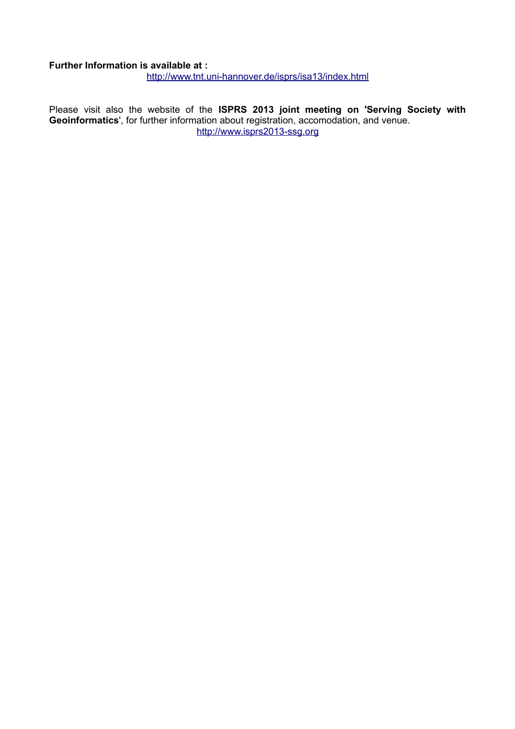**Further Information is available at :**

http://www.tnt.uni-hannover.de/isprs/isa13/index.html

Please visit also the website of the **ISPRS 2013 joint meeting on 'Serving Society with Geoinformatics**', for further information about registration, accomodation, and venue.

http://www.isprs2013-ssg.org